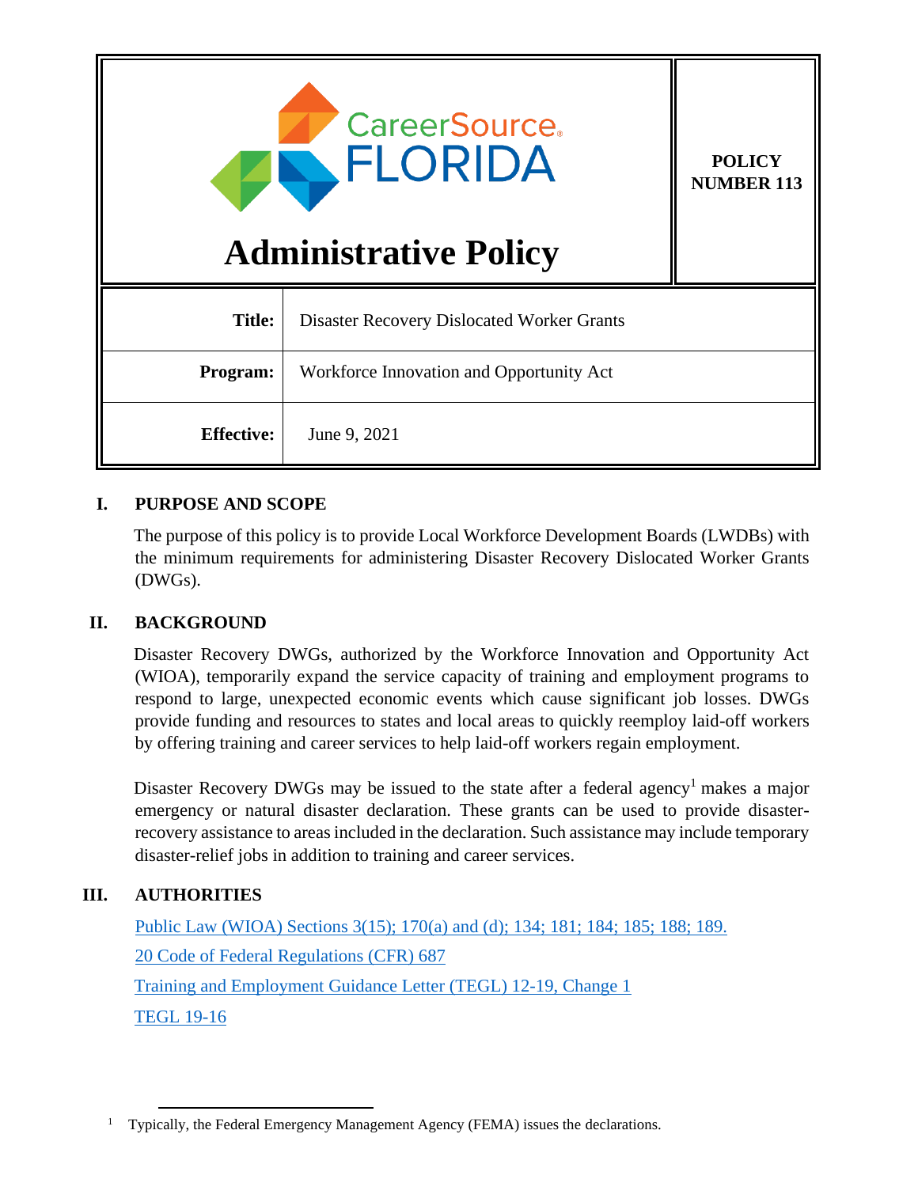CareerSource FLORIDA

# Administrative Policy

**POLICY NUMBER 113**

| | |
|---|---|
| **Title:** | Disaster Recovery Dislocated Worker Grants |
| **Program:** | Workforce Innovation and Opportunity Act |
| **Effective:** | June 9, 2021 |

## I. PURPOSE AND SCOPE

The purpose of this policy is to provide Local Workforce Development Boards (LWDBs) with the minimum requirements for administering Disaster Recovery Dislocated Worker Grants (DWGs).

## II. BACKGROUND

Disaster Recovery DWGs, authorized by the Workforce Innovation and Opportunity Act (WIOA), temporarily expand the service capacity of training and employment programs to respond to large, unexpected economic events which cause significant job losses. DWGs provide funding and resources to states and local areas to quickly reemploy laid-off workers by offering training and career services to help laid-off workers regain employment.

Disaster Recovery DWGs may be issued to the state after a federal agency[1] makes a major emergency or natural disaster declaration. These grants can be used to provide disaster-recovery assistance to areas included in the declaration. Such assistance may include temporary disaster-relief jobs in addition to training and career services.

## III. AUTHORITIES

Public Law (WIOA) Sections 3(15); 170(a) and (d); 134; 181; 184; 185; 188; 189.

20 Code of Federal Regulations (CFR) 687

Training and Employment Guidance Letter (TEGL) 12-19, Change 1

TEGL 19-16

[1] Typically, the Federal Emergency Management Agency (FEMA) issues the declarations.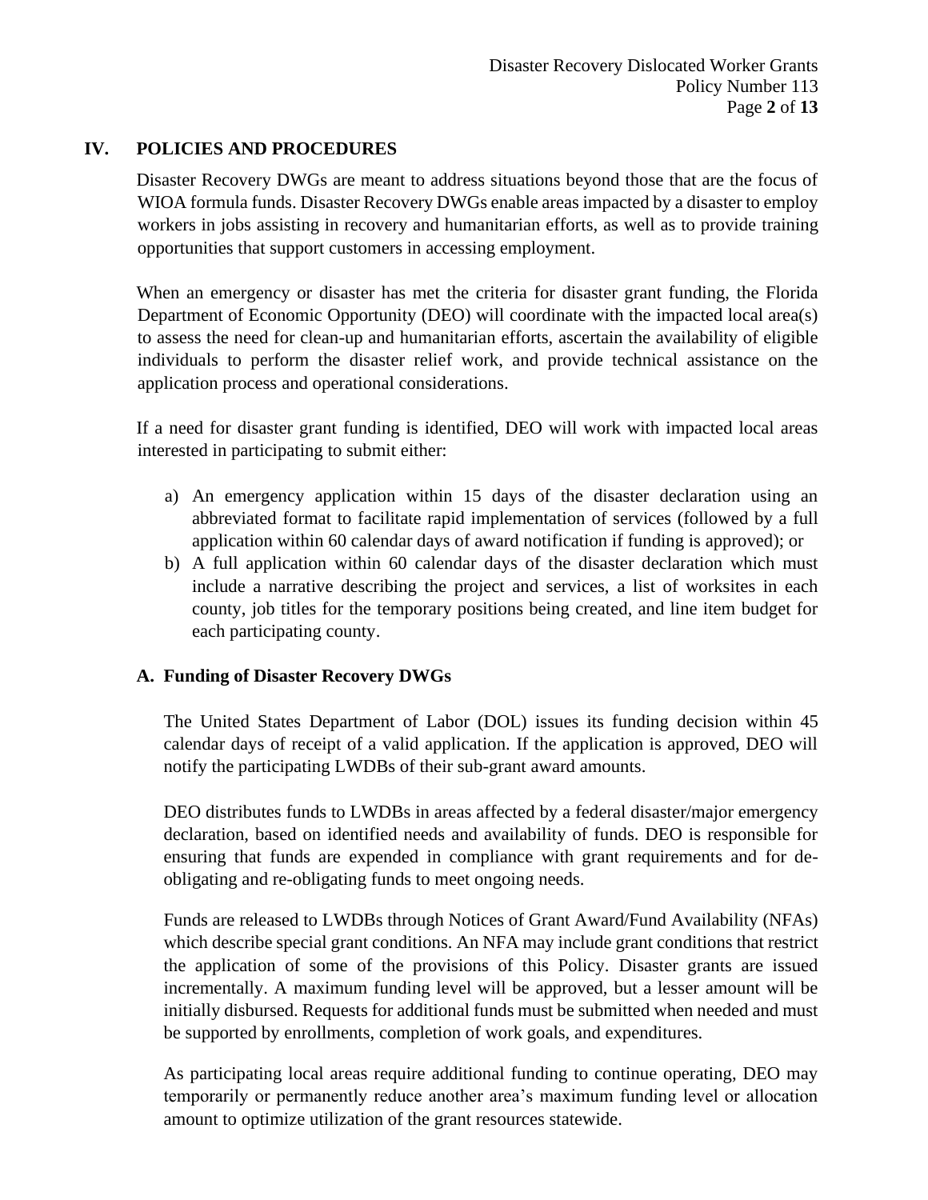## IV. POLICIES AND PROCEDURES

Disaster Recovery DWGs are meant to address situations beyond those that are the focus of WIOA formula funds. Disaster Recovery DWGs enable areas impacted by a disaster to employ workers in jobs assisting in recovery and humanitarian efforts, as well as to provide training opportunities that support customers in accessing employment.

When an emergency or disaster has met the criteria for disaster grant funding, the Florida Department of Economic Opportunity (DEO) will coordinate with the impacted local area(s) to assess the need for clean-up and humanitarian efforts, ascertain the availability of eligible individuals to perform the disaster relief work, and provide technical assistance on the application process and operational considerations.

If a need for disaster grant funding is identified, DEO will work with impacted local areas interested in participating to submit either:

a) An emergency application within 15 days of the disaster declaration using an abbreviated format to facilitate rapid implementation of services (followed by a full application within 60 calendar days of award notification if funding is approved); or
b) A full application within 60 calendar days of the disaster declaration which must include a narrative describing the project and services, a list of worksites in each county, job titles for the temporary positions being created, and line item budget for each participating county.

### A. Funding of Disaster Recovery DWGs

The United States Department of Labor (DOL) issues its funding decision within 45 calendar days of receipt of a valid application. If the application is approved, DEO will notify the participating LWDBs of their sub-grant award amounts.

DEO distributes funds to LWDBs in areas affected by a federal disaster/major emergency declaration, based on identified needs and availability of funds. DEO is responsible for ensuring that funds are expended in compliance with grant requirements and for de-obligating and re-obligating funds to meet ongoing needs.

Funds are released to LWDBs through Notices of Grant Award/Fund Availability (NFAs) which describe special grant conditions. An NFA may include grant conditions that restrict the application of some of the provisions of this Policy. Disaster grants are issued incrementally. A maximum funding level will be approved, but a lesser amount will be initially disbursed. Requests for additional funds must be submitted when needed and must be supported by enrollments, completion of work goals, and expenditures.

As participating local areas require additional funding to continue operating, DEO may temporarily or permanently reduce another area's maximum funding level or allocation amount to optimize utilization of the grant resources statewide.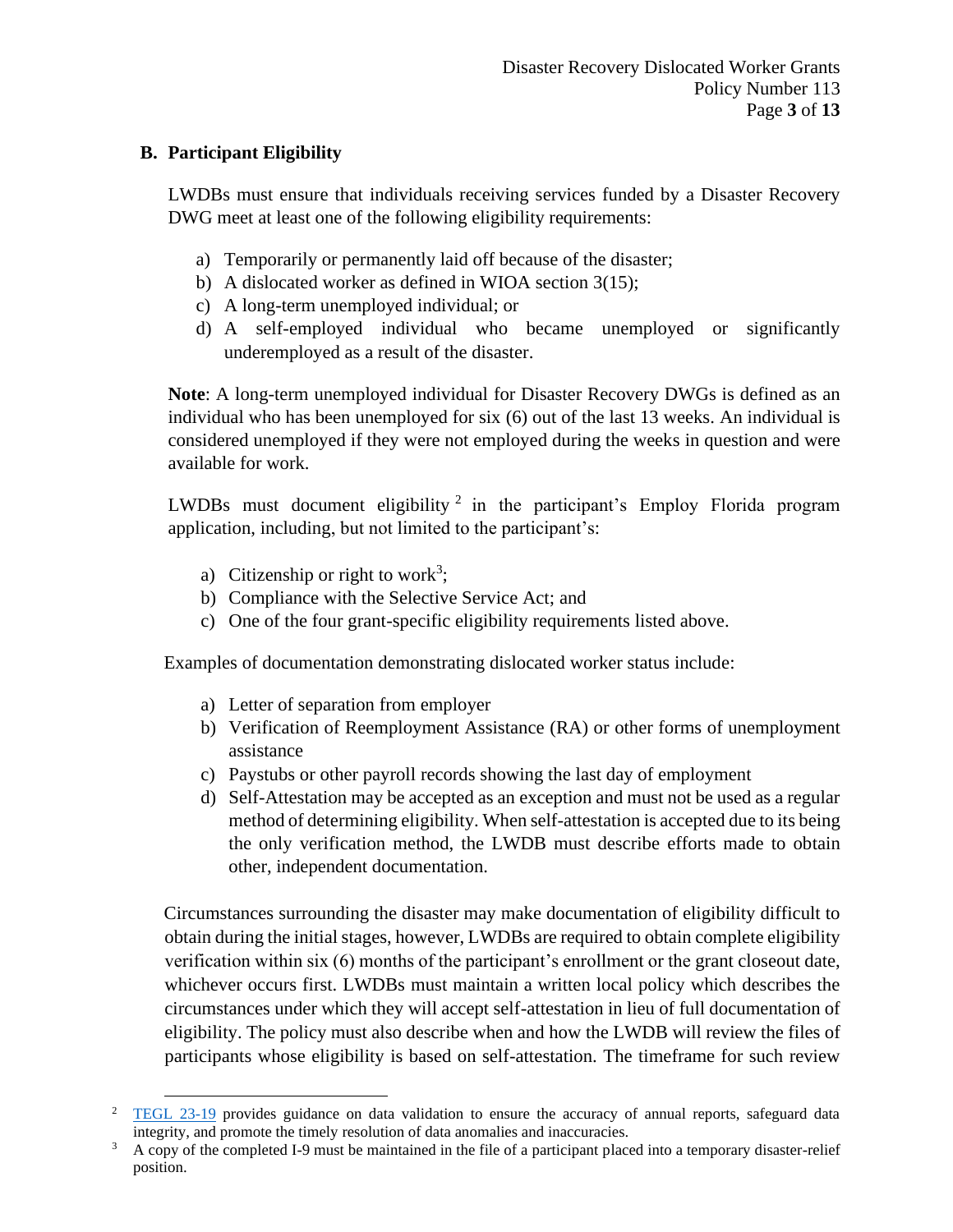## B. Participant Eligibility

LWDBs must ensure that individuals receiving services funded by a Disaster Recovery DWG meet at least one of the following eligibility requirements:

a) Temporarily or permanently laid off because of the disaster;
b) A dislocated worker as defined in WIOA section 3(15);
c) A long-term unemployed individual; or
d) A self-employed individual who became unemployed or significantly underemployed as a result of the disaster.

**Note**: A long-term unemployed individual for Disaster Recovery DWGs is defined as an individual who has been unemployed for six (6) out of the last 13 weeks. An individual is considered unemployed if they were not employed during the weeks in question and were available for work.

LWDBs must document eligibility [2] in the participant's Employ Florida program application, including, but not limited to the participant's:

a) Citizenship or right to work[3];
b) Compliance with the Selective Service Act; and
c) One of the four grant-specific eligibility requirements listed above.

Examples of documentation demonstrating dislocated worker status include:

a) Letter of separation from employer
b) Verification of Reemployment Assistance (RA) or other forms of unemployment assistance
c) Paystubs or other payroll records showing the last day of employment
d) Self-Attestation may be accepted as an exception and must not be used as a regular method of determining eligibility. When self-attestation is accepted due to its being the only verification method, the LWDB must describe efforts made to obtain other, independent documentation.

Circumstances surrounding the disaster may make documentation of eligibility difficult to obtain during the initial stages, however, LWDBs are required to obtain complete eligibility verification within six (6) months of the participant's enrollment or the grant closeout date, whichever occurs first. LWDBs must maintain a written local policy which describes the circumstances under which they will accept self-attestation in lieu of full documentation of eligibility. The policy must also describe when and how the LWDB will review the files of participants whose eligibility is based on self-attestation. The timeframe for such review

---

[2] TEGL 23-19 provides guidance on data validation to ensure the accuracy of annual reports, safeguard data integrity, and promote the timely resolution of data anomalies and inaccuracies.

[3] A copy of the completed I-9 must be maintained in the file of a participant placed into a temporary disaster-relief position.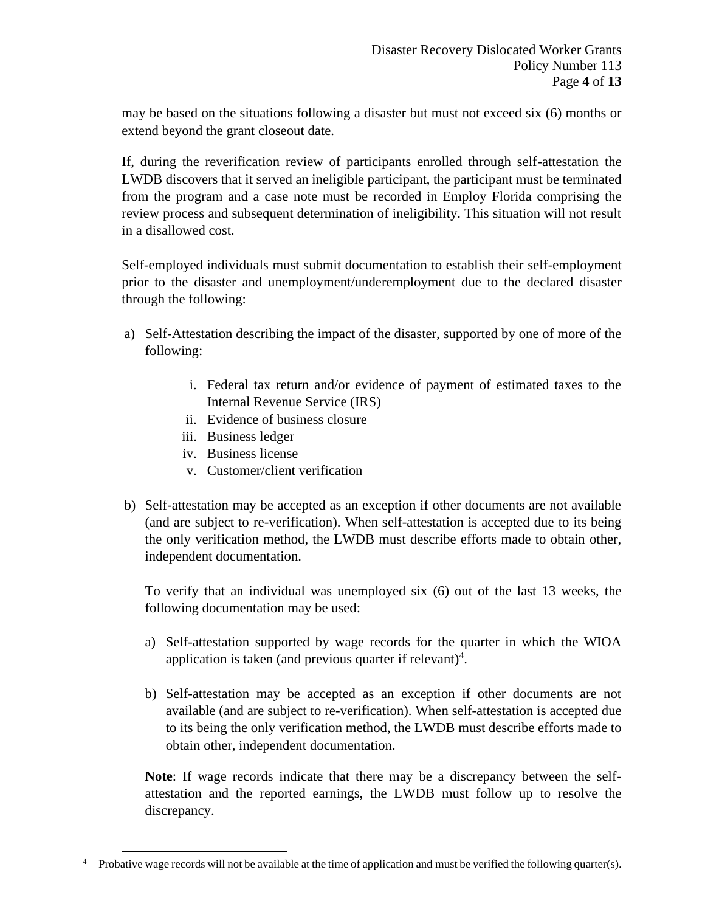may be based on the situations following a disaster but must not exceed six (6) months or extend beyond the grant closeout date.

If, during the reverification review of participants enrolled through self-attestation the LWDB discovers that it served an ineligible participant, the participant must be terminated from the program and a case note must be recorded in Employ Florida comprising the review process and subsequent determination of ineligibility. This situation will not result in a disallowed cost.

Self-employed individuals must submit documentation to establish their self-employment prior to the disaster and unemployment/underemployment due to the declared disaster through the following:

a) Self-Attestation describing the impact of the disaster, supported by one of more of the following:

    i. Federal tax return and/or evidence of payment of estimated taxes to the Internal Revenue Service (IRS)
    ii. Evidence of business closure
    iii. Business ledger
    iv. Business license
    v. Customer/client verification

b) Self-attestation may be accepted as an exception if other documents are not available (and are subject to re-verification). When self-attestation is accepted due to its being the only verification method, the LWDB must describe efforts made to obtain other, independent documentation.

   To verify that an individual was unemployed six (6) out of the last 13 weeks, the following documentation may be used:

   a) Self-attestation supported by wage records for the quarter in which the WIOA application is taken (and previous quarter if relevant)[4].

   b) Self-attestation may be accepted as an exception if other documents are not available (and are subject to re-verification). When self-attestation is accepted due to its being the only verification method, the LWDB must describe efforts made to obtain other, independent documentation.

   **Note**: If wage records indicate that there may be a discrepancy between the self-attestation and the reported earnings, the LWDB must follow up to resolve the discrepancy.

[4] Probative wage records will not be available at the time of application and must be verified the following quarter(s).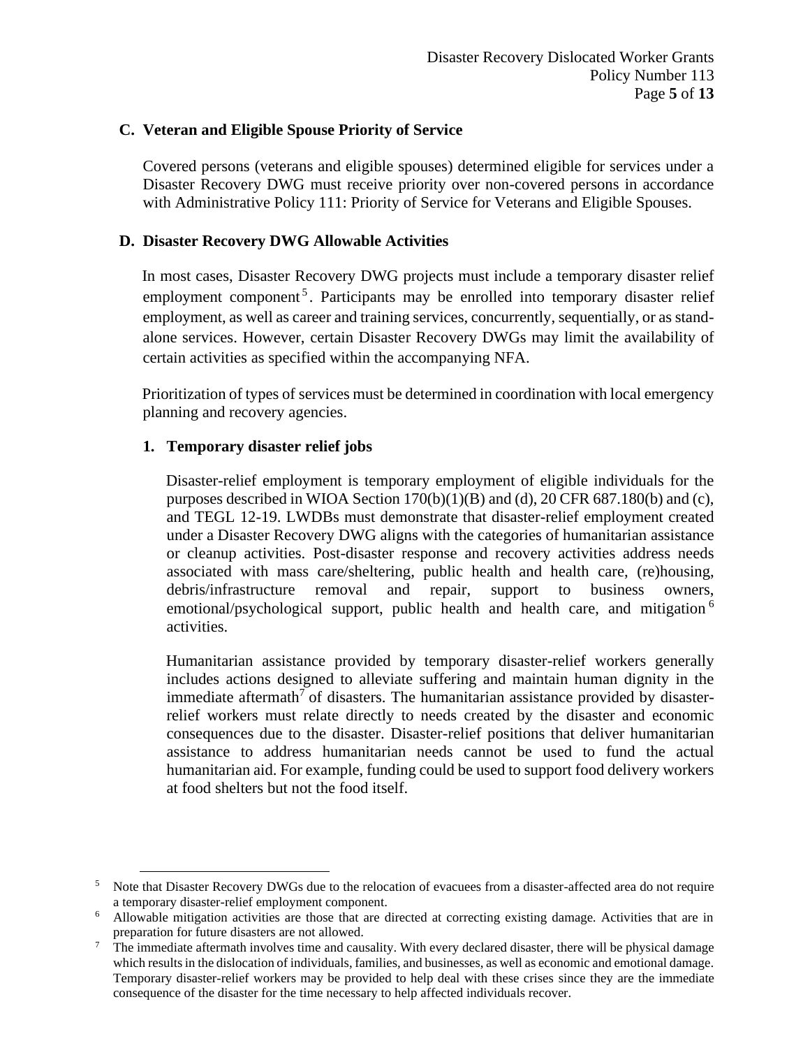### C. Veteran and Eligible Spouse Priority of Service

Covered persons (veterans and eligible spouses) determined eligible for services under a Disaster Recovery DWG must receive priority over non-covered persons in accordance with Administrative Policy 111: Priority of Service for Veterans and Eligible Spouses.

### D. Disaster Recovery DWG Allowable Activities

In most cases, Disaster Recovery DWG projects must include a temporary disaster relief employment component[5]. Participants may be enrolled into temporary disaster relief employment, as well as career and training services, concurrently, sequentially, or as stand-alone services. However, certain Disaster Recovery DWGs may limit the availability of certain activities as specified within the accompanying NFA.

Prioritization of types of services must be determined in coordination with local emergency planning and recovery agencies.

#### 1. Temporary disaster relief jobs

Disaster-relief employment is temporary employment of eligible individuals for the purposes described in WIOA Section 170(b)(1)(B) and (d), 20 CFR 687.180(b) and (c), and TEGL 12-19. LWDBs must demonstrate that disaster-relief employment created under a Disaster Recovery DWG aligns with the categories of humanitarian assistance or cleanup activities. Post-disaster response and recovery activities address needs associated with mass care/sheltering, public health and health care, (re)housing, debris/infrastructure removal and repair, support to business owners, emotional/psychological support, public health and health care, and mitigation[6] activities.

Humanitarian assistance provided by temporary disaster-relief workers generally includes actions designed to alleviate suffering and maintain human dignity in the immediate aftermath[7] of disasters. The humanitarian assistance provided by disaster-relief workers must relate directly to needs created by the disaster and economic consequences due to the disaster. Disaster-relief positions that deliver humanitarian assistance to address humanitarian needs cannot be used to fund the actual humanitarian aid. For example, funding could be used to support food delivery workers at food shelters but not the food itself.

---

[5] Note that Disaster Recovery DWGs due to the relocation of evacuees from a disaster-affected area do not require a temporary disaster-relief employment component.

[6] Allowable mitigation activities are those that are directed at correcting existing damage. Activities that are in preparation for future disasters are not allowed.

[7] The immediate aftermath involves time and causality. With every declared disaster, there will be physical damage which results in the dislocation of individuals, families, and businesses, as well as economic and emotional damage. Temporary disaster-relief workers may be provided to help deal with these crises since they are the immediate consequence of the disaster for the time necessary to help affected individuals recover.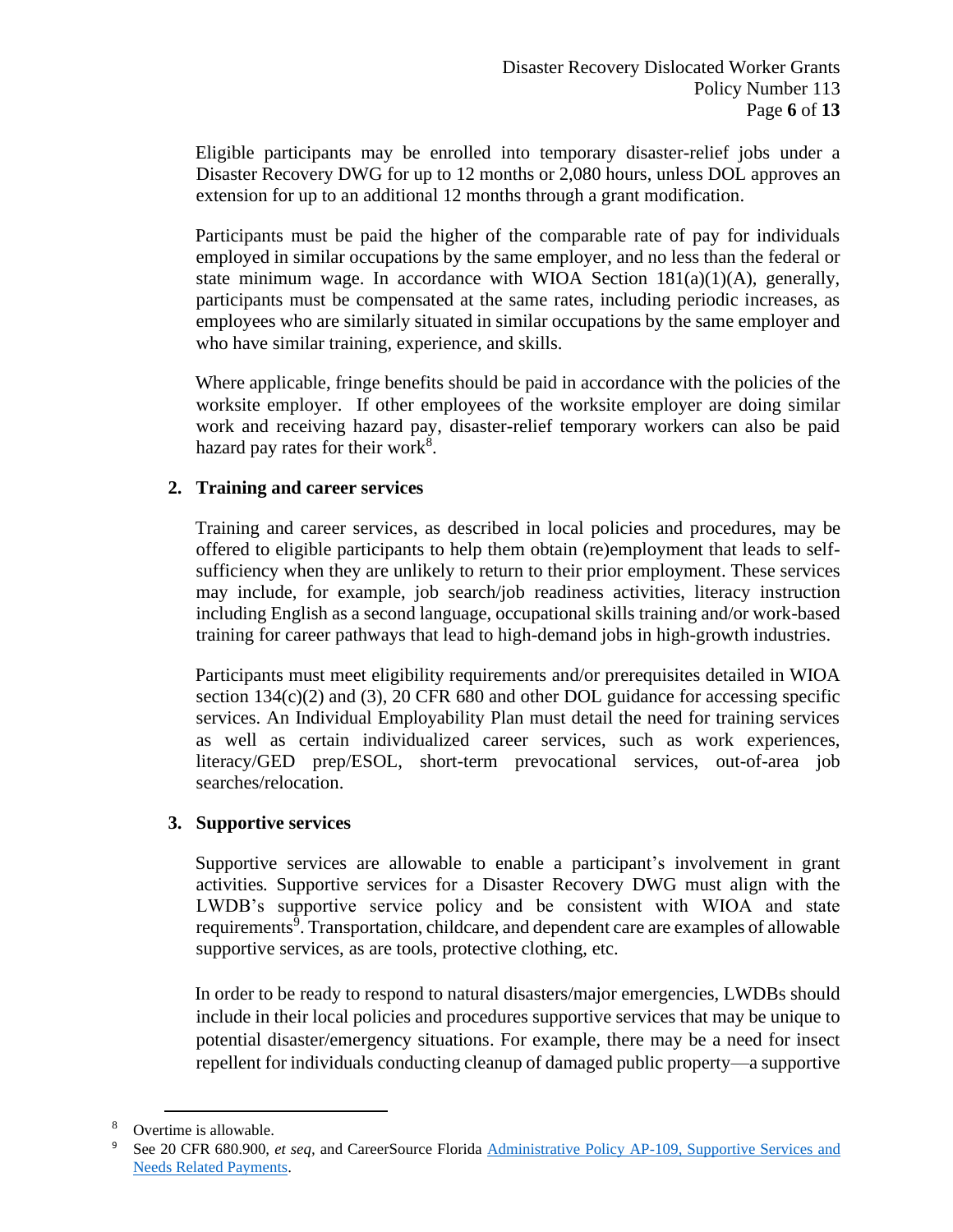Eligible participants may be enrolled into temporary disaster-relief jobs under a Disaster Recovery DWG for up to 12 months or 2,080 hours, unless DOL approves an extension for up to an additional 12 months through a grant modification.

Participants must be paid the higher of the comparable rate of pay for individuals employed in similar occupations by the same employer, and no less than the federal or state minimum wage. In accordance with WIOA Section 181(a)(1)(A), generally, participants must be compensated at the same rates, including periodic increases, as employees who are similarly situated in similar occupations by the same employer and who have similar training, experience, and skills.

Where applicable, fringe benefits should be paid in accordance with the policies of the worksite employer. If other employees of the worksite employer are doing similar work and receiving hazard pay, disaster-relief temporary workers can also be paid hazard pay rates for their work[8].

**2. Training and career services**

Training and career services, as described in local policies and procedures, may be offered to eligible participants to help them obtain (re)employment that leads to self-sufficiency when they are unlikely to return to their prior employment. These services may include, for example, job search/job readiness activities, literacy instruction including English as a second language, occupational skills training and/or work-based training for career pathways that lead to high-demand jobs in high-growth industries.

Participants must meet eligibility requirements and/or prerequisites detailed in WIOA section 134(c)(2) and (3), 20 CFR 680 and other DOL guidance for accessing specific services. An Individual Employability Plan must detail the need for training services as well as certain individualized career services, such as work experiences, literacy/GED prep/ESOL, short-term prevocational services, out-of-area job searches/relocation.

**3. Supportive services**

Supportive services are allowable to enable a participant's involvement in grant activities. Supportive services for a Disaster Recovery DWG must align with the LWDB's supportive service policy and be consistent with WIOA and state requirements[9]. Transportation, childcare, and dependent care are examples of allowable supportive services, as are tools, protective clothing, etc.

In order to be ready to respond to natural disasters/major emergencies, LWDBs should include in their local policies and procedures supportive services that may be unique to potential disaster/emergency situations. For example, there may be a need for insect repellent for individuals conducting cleanup of damaged public property—a supportive

---

[8] Overtime is allowable.

[9] See 20 CFR 680.900, *et seq*, and CareerSource Florida [Administrative Policy AP-109, Supportive Services and Needs Related Payments](#).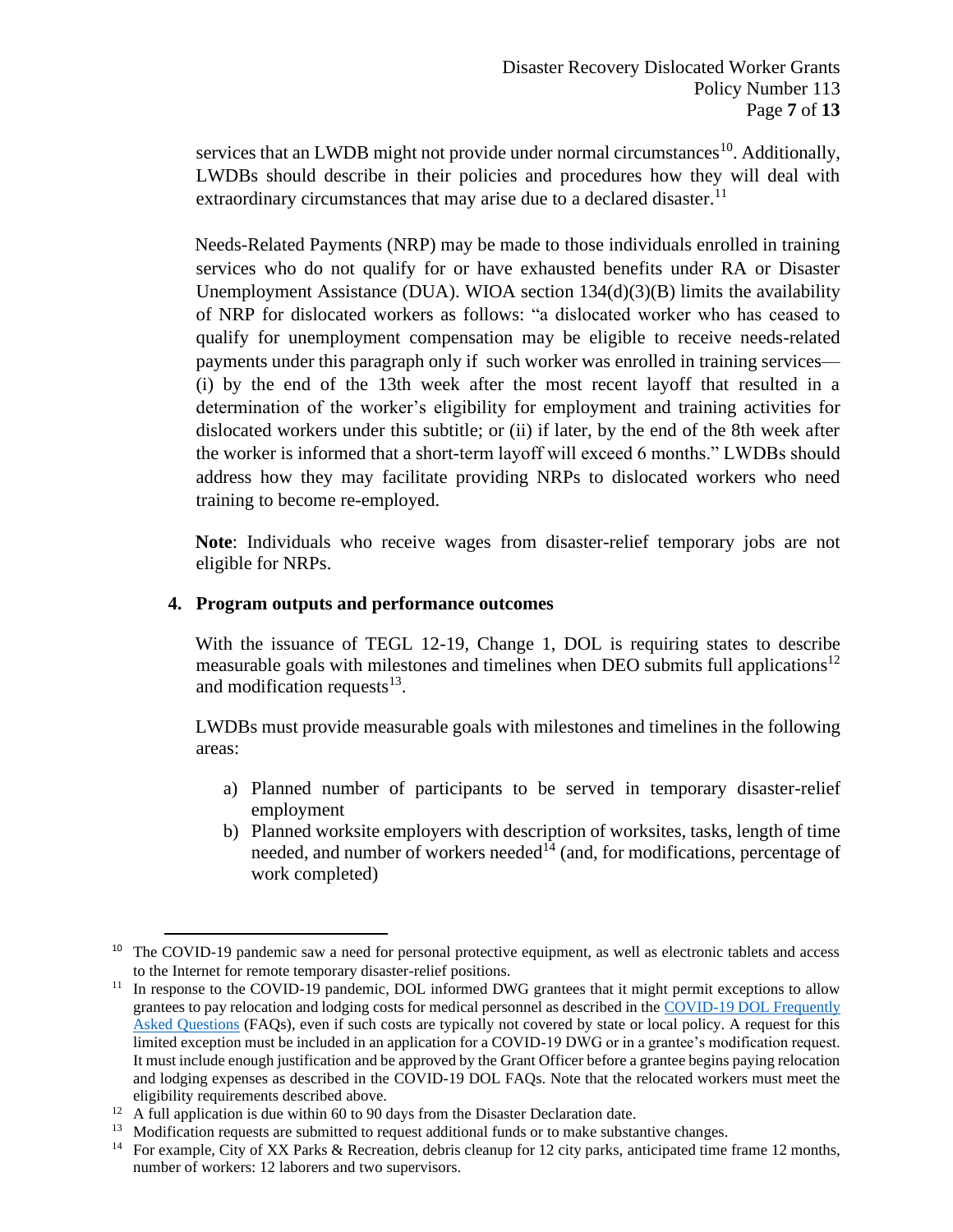services that an LWDB might not provide under normal circumstances[10]. Additionally, LWDBs should describe in their policies and procedures how they will deal with extraordinary circumstances that may arise due to a declared disaster.[11]

Needs-Related Payments (NRP) may be made to those individuals enrolled in training services who do not qualify for or have exhausted benefits under RA or Disaster Unemployment Assistance (DUA). WIOA section 134(d)(3)(B) limits the availability of NRP for dislocated workers as follows: "a dislocated worker who has ceased to qualify for unemployment compensation may be eligible to receive needs-related payments under this paragraph only if such worker was enrolled in training services— (i) by the end of the 13th week after the most recent layoff that resulted in a determination of the worker's eligibility for employment and training activities for dislocated workers under this subtitle; or (ii) if later, by the end of the 8th week after the worker is informed that a short-term layoff will exceed 6 months." LWDBs should address how they may facilitate providing NRPs to dislocated workers who need training to become re-employed.

**Note**: Individuals who receive wages from disaster-relief temporary jobs are not eligible for NRPs.

**4. Program outputs and performance outcomes**

With the issuance of TEGL 12-19, Change 1, DOL is requiring states to describe measurable goals with milestones and timelines when DEO submits full applications[12] and modification requests[13].

LWDBs must provide measurable goals with milestones and timelines in the following areas:

a) Planned number of participants to be served in temporary disaster-relief employment
b) Planned worksite employers with description of worksites, tasks, length of time needed, and number of workers needed[14] (and, for modifications, percentage of work completed)

---

[10] The COVID-19 pandemic saw a need for personal protective equipment, as well as electronic tablets and access to the Internet for remote temporary disaster-relief positions.

[11] In response to the COVID-19 pandemic, DOL informed DWG grantees that it might permit exceptions to allow grantees to pay relocation and lodging costs for medical personnel as described in the [COVID-19 DOL Frequently Asked Questions](#) (FAQs), even if such costs are typically not covered by state or local policy. A request for this limited exception must be included in an application for a COVID-19 DWG or in a grantee's modification request. It must include enough justification and be approved by the Grant Officer before a grantee begins paying relocation and lodging expenses as described in the COVID-19 DOL FAQs. Note that the relocated workers must meet the eligibility requirements described above.

[12] A full application is due within 60 to 90 days from the Disaster Declaration date.

[13] Modification requests are submitted to request additional funds or to make substantive changes.

[14] For example, City of XX Parks & Recreation, debris cleanup for 12 city parks, anticipated time frame 12 months, number of workers: 12 laborers and two supervisors.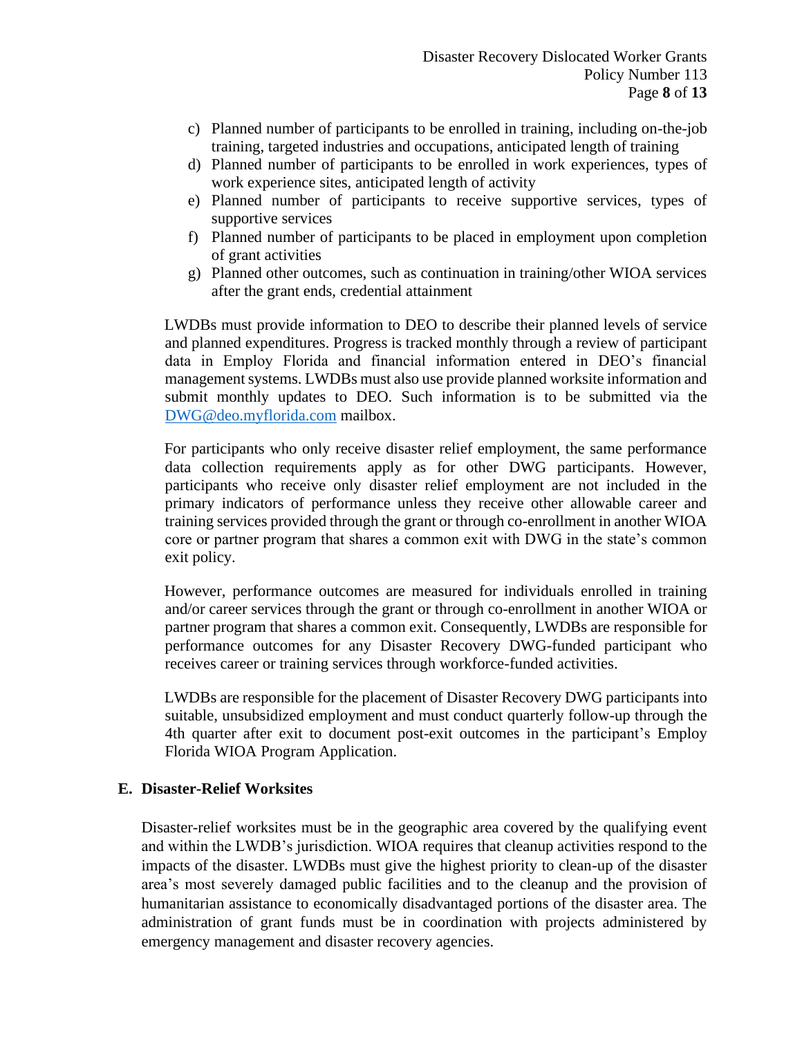c) Planned number of participants to be enrolled in training, including on-the-job training, targeted industries and occupations, anticipated length of training
d) Planned number of participants to be enrolled in work experiences, types of work experience sites, anticipated length of activity
e) Planned number of participants to receive supportive services, types of supportive services
f) Planned number of participants to be placed in employment upon completion of grant activities
g) Planned other outcomes, such as continuation in training/other WIOA services after the grant ends, credential attainment

LWDBs must provide information to DEO to describe their planned levels of service and planned expenditures. Progress is tracked monthly through a review of participant data in Employ Florida and financial information entered in DEO's financial management systems. LWDBs must also use provide planned worksite information and submit monthly updates to DEO. Such information is to be submitted via the DWG@deo.myflorida.com mailbox.

For participants who only receive disaster relief employment, the same performance data collection requirements apply as for other DWG participants. However, participants who receive only disaster relief employment are not included in the primary indicators of performance unless they receive other allowable career and training services provided through the grant or through co-enrollment in another WIOA core or partner program that shares a common exit with DWG in the state's common exit policy.

However, performance outcomes are measured for individuals enrolled in training and/or career services through the grant or through co-enrollment in another WIOA or partner program that shares a common exit. Consequently, LWDBs are responsible for performance outcomes for any Disaster Recovery DWG-funded participant who receives career or training services through workforce-funded activities.

LWDBs are responsible for the placement of Disaster Recovery DWG participants into suitable, unsubsidized employment and must conduct quarterly follow-up through the 4th quarter after exit to document post-exit outcomes in the participant's Employ Florida WIOA Program Application.

## E. Disaster-Relief Worksites

Disaster-relief worksites must be in the geographic area covered by the qualifying event and within the LWDB's jurisdiction. WIOA requires that cleanup activities respond to the impacts of the disaster. LWDBs must give the highest priority to clean-up of the disaster area's most severely damaged public facilities and to the cleanup and the provision of humanitarian assistance to economically disadvantaged portions of the disaster area. The administration of grant funds must be in coordination with projects administered by emergency management and disaster recovery agencies.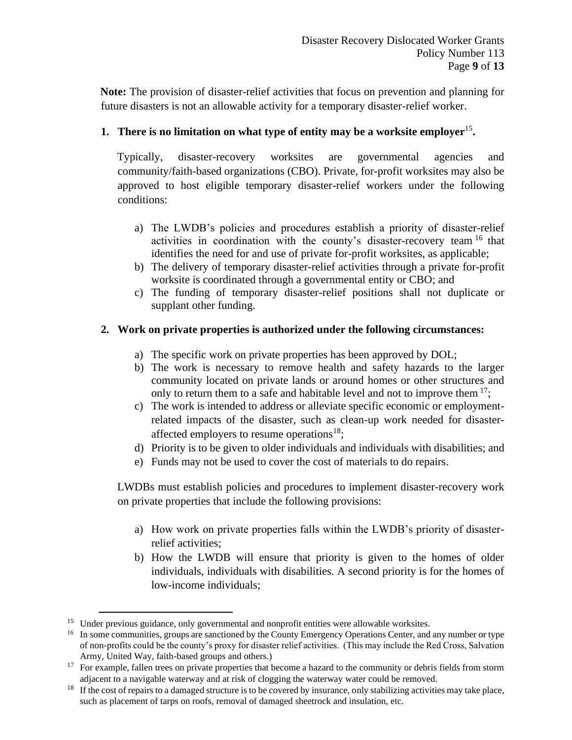**Note:** The provision of disaster-relief activities that focus on prevention and planning for future disasters is not an allowable activity for a temporary disaster-relief worker.

**1. There is no limitation on what type of entity may be a worksite employer[15].**

Typically, disaster-recovery worksites are governmental agencies and community/faith-based organizations (CBO). Private, for-profit worksites may also be approved to host eligible temporary disaster-relief workers under the following conditions:

a) The LWDB's policies and procedures establish a priority of disaster-relief activities in coordination with the county's disaster-recovery team[16] that identifies the need for and use of private for-profit worksites, as applicable;
b) The delivery of temporary disaster-relief activities through a private for-profit worksite is coordinated through a governmental entity or CBO; and
c) The funding of temporary disaster-relief positions shall not duplicate or supplant other funding.

**2. Work on private properties is authorized under the following circumstances:**

a) The specific work on private properties has been approved by DOL;
b) The work is necessary to remove health and safety hazards to the larger community located on private lands or around homes or other structures and only to return them to a safe and habitable level and not to improve them[17];
c) The work is intended to address or alleviate specific economic or employment-related impacts of the disaster, such as clean-up work needed for disaster-affected employers to resume operations[18];
d) Priority is to be given to older individuals and individuals with disabilities; and
e) Funds may not be used to cover the cost of materials to do repairs.

LWDBs must establish policies and procedures to implement disaster-recovery work on private properties that include the following provisions:

a) How work on private properties falls within the LWDB's priority of disaster-relief activities;
b) How the LWDB will ensure that priority is given to the homes of older individuals, individuals with disabilities. A second priority is for the homes of low-income individuals;

---

[15] Under previous guidance, only governmental and nonprofit entities were allowable worksites.

[16] In some communities, groups are sanctioned by the County Emergency Operations Center, and any number or type of non-profits could be the county's proxy for disaster relief activities. (This may include the Red Cross, Salvation Army, United Way, faith-based groups and others.)

[17] For example, fallen trees on private properties that become a hazard to the community or debris fields from storm adjacent to a navigable waterway and at risk of clogging the waterway water could be removed.

[18] If the cost of repairs to a damaged structure is to be covered by insurance, only stabilizing activities may take place, such as placement of tarps on roofs, removal of damaged sheetrock and insulation, etc.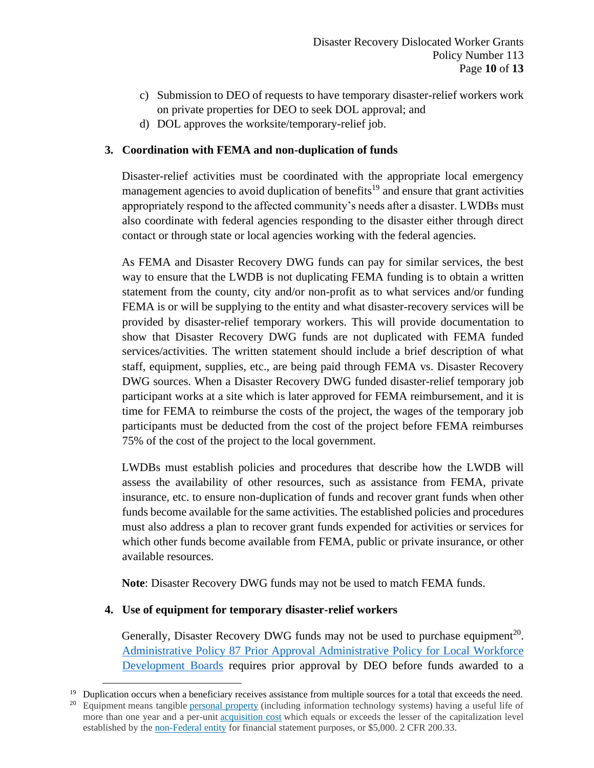c) Submission to DEO of requests to have temporary disaster-relief workers work on private properties for DEO to seek DOL approval; and
d) DOL approves the worksite/temporary-relief job.

**3. Coordination with FEMA and non-duplication of funds**

Disaster-relief activities must be coordinated with the appropriate local emergency management agencies to avoid duplication of benefits[19] and ensure that grant activities appropriately respond to the affected community's needs after a disaster. LWDBs must also coordinate with federal agencies responding to the disaster either through direct contact or through state or local agencies working with the federal agencies.

As FEMA and Disaster Recovery DWG funds can pay for similar services, the best way to ensure that the LWDB is not duplicating FEMA funding is to obtain a written statement from the county, city and/or non-profit as to what services and/or funding FEMA is or will be supplying to the entity and what disaster-recovery services will be provided by disaster-relief temporary workers. This will provide documentation to show that Disaster Recovery DWG funds are not duplicated with FEMA funded services/activities. The written statement should include a brief description of what staff, equipment, supplies, etc., are being paid through FEMA vs. Disaster Recovery DWG sources. When a Disaster Recovery DWG funded disaster-relief temporary job participant works at a site which is later approved for FEMA reimbursement, and it is time for FEMA to reimburse the costs of the project, the wages of the temporary job participants must be deducted from the cost of the project before FEMA reimburses 75% of the cost of the project to the local government.

LWDBs must establish policies and procedures that describe how the LWDB will assess the availability of other resources, such as assistance from FEMA, private insurance, etc. to ensure non-duplication of funds and recover grant funds when other funds become available for the same activities. The established policies and procedures must also address a plan to recover grant funds expended for activities or services for which other funds become available from FEMA, public or private insurance, or other available resources.

**Note**: Disaster Recovery DWG funds may not be used to match FEMA funds.

**4. Use of equipment for temporary disaster-relief workers**

Generally, Disaster Recovery DWG funds may not be used to purchase equipment[20]. [Administrative Policy 87 Prior Approval Administrative Policy for Local Workforce Development Boards]() requires prior approval by DEO before funds awarded to a

---

[19] Duplication occurs when a beneficiary receives assistance from multiple sources for a total that exceeds the need.

[20] Equipment means tangible [personal property]() (including information technology systems) having a useful life of more than one year and a per-unit [acquisition cost]() which equals or exceeds the lesser of the capitalization level established by the [non-Federal entity]() for financial statement purposes, or $5,000. 2 CFR 200.33.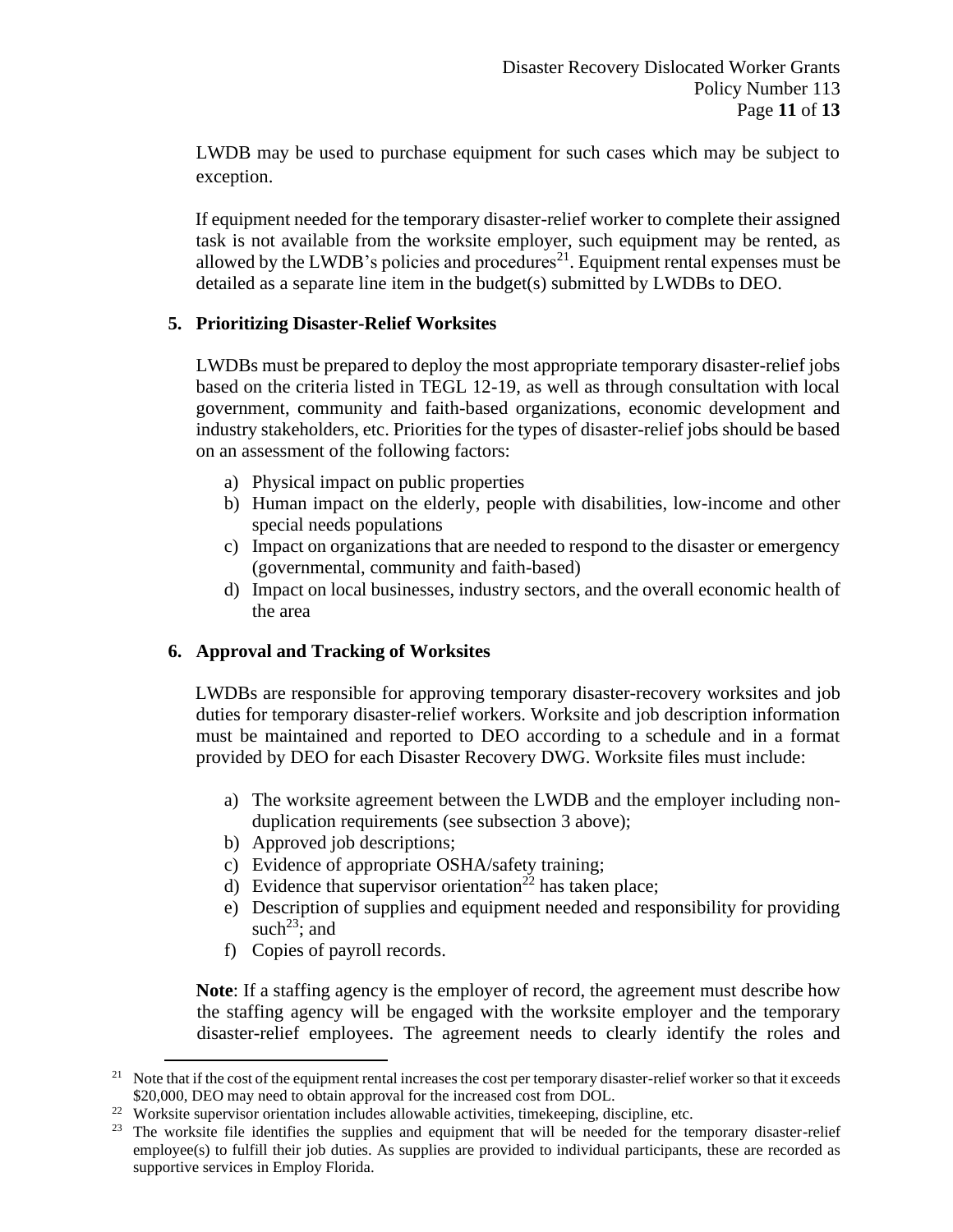LWDB may be used to purchase equipment for such cases which may be subject to exception.

If equipment needed for the temporary disaster-relief worker to complete their assigned task is not available from the worksite employer, such equipment may be rented, as allowed by the LWDB's policies and procedures[21]. Equipment rental expenses must be detailed as a separate line item in the budget(s) submitted by LWDBs to DEO.

## 5. Prioritizing Disaster-Relief Worksites

LWDBs must be prepared to deploy the most appropriate temporary disaster-relief jobs based on the criteria listed in TEGL 12-19, as well as through consultation with local government, community and faith-based organizations, economic development and industry stakeholders, etc. Priorities for the types of disaster-relief jobs should be based on an assessment of the following factors:

a) Physical impact on public properties
b) Human impact on the elderly, people with disabilities, low-income and other special needs populations
c) Impact on organizations that are needed to respond to the disaster or emergency (governmental, community and faith-based)
d) Impact on local businesses, industry sectors, and the overall economic health of the area

## 6. Approval and Tracking of Worksites

LWDBs are responsible for approving temporary disaster-recovery worksites and job duties for temporary disaster-relief workers. Worksite and job description information must be maintained and reported to DEO according to a schedule and in a format provided by DEO for each Disaster Recovery DWG. Worksite files must include:

a) The worksite agreement between the LWDB and the employer including non-duplication requirements (see subsection 3 above);
b) Approved job descriptions;
c) Evidence of appropriate OSHA/safety training;
d) Evidence that supervisor orientation[22] has taken place;
e) Description of supplies and equipment needed and responsibility for providing such[23]; and
f) Copies of payroll records.

**Note**: If a staffing agency is the employer of record, the agreement must describe how the staffing agency will be engaged with the worksite employer and the temporary disaster-relief employees. The agreement needs to clearly identify the roles and

---

[21] Note that if the cost of the equipment rental increases the cost per temporary disaster-relief worker so that it exceeds $20,000, DEO may need to obtain approval for the increased cost from DOL.

[22] Worksite supervisor orientation includes allowable activities, timekeeping, discipline, etc.

[23] The worksite file identifies the supplies and equipment that will be needed for the temporary disaster-relief employee(s) to fulfill their job duties. As supplies are provided to individual participants, these are recorded as supportive services in Employ Florida.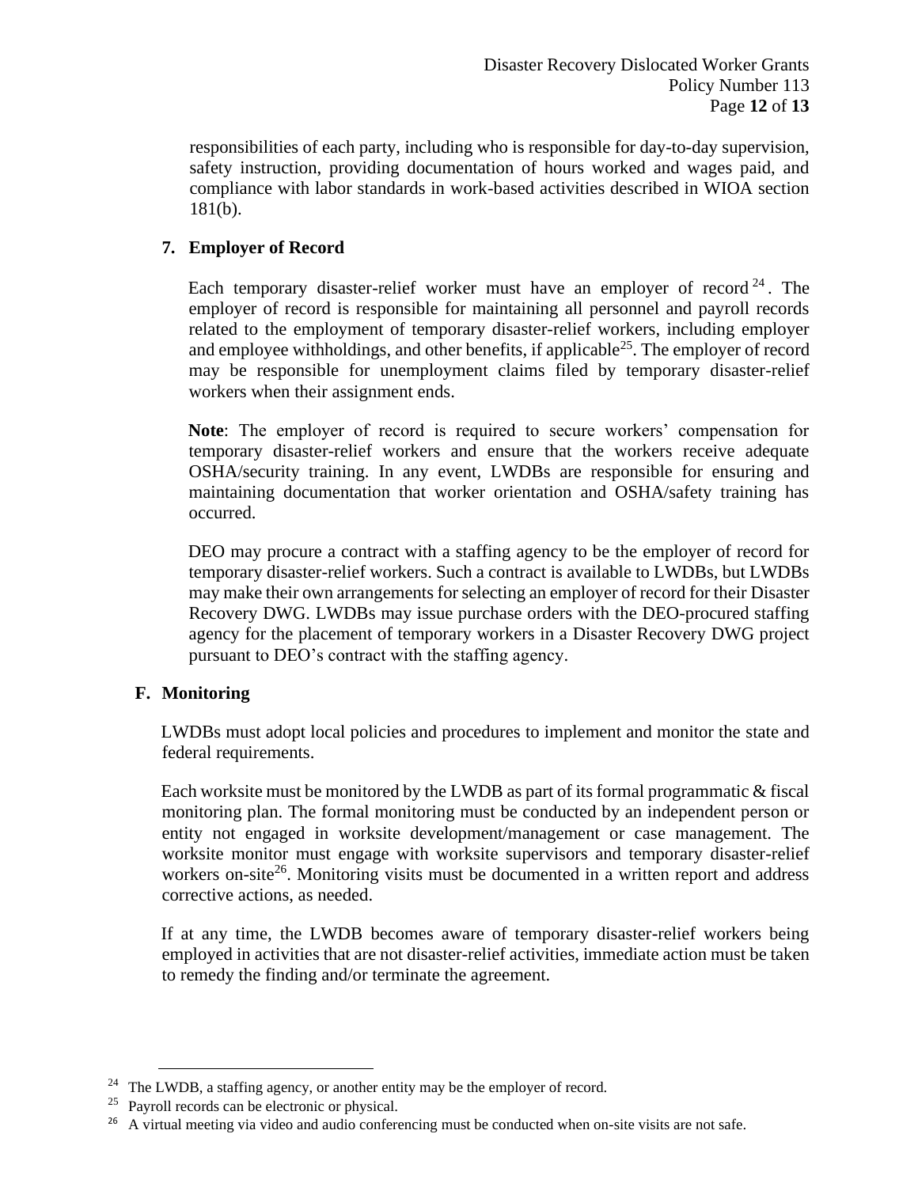responsibilities of each party, including who is responsible for day-to-day supervision, safety instruction, providing documentation of hours worked and wages paid, and compliance with labor standards in work-based activities described in WIOA section 181(b).

### 7. Employer of Record

Each temporary disaster-relief worker must have an employer of record[24]. The employer of record is responsible for maintaining all personnel and payroll records related to the employment of temporary disaster-relief workers, including employer and employee withholdings, and other benefits, if applicable[25]. The employer of record may be responsible for unemployment claims filed by temporary disaster-relief workers when their assignment ends.

**Note**: The employer of record is required to secure workers' compensation for temporary disaster-relief workers and ensure that the workers receive adequate OSHA/security training. In any event, LWDBs are responsible for ensuring and maintaining documentation that worker orientation and OSHA/safety training has occurred.

DEO may procure a contract with a staffing agency to be the employer of record for temporary disaster-relief workers. Such a contract is available to LWDBs, but LWDBs may make their own arrangements for selecting an employer of record for their Disaster Recovery DWG. LWDBs may issue purchase orders with the DEO-procured staffing agency for the placement of temporary workers in a Disaster Recovery DWG project pursuant to DEO's contract with the staffing agency.

## F. Monitoring

LWDBs must adopt local policies and procedures to implement and monitor the state and federal requirements.

Each worksite must be monitored by the LWDB as part of its formal programmatic & fiscal monitoring plan. The formal monitoring must be conducted by an independent person or entity not engaged in worksite development/management or case management. The worksite monitor must engage with worksite supervisors and temporary disaster-relief workers on-site[26]. Monitoring visits must be documented in a written report and address corrective actions, as needed.

If at any time, the LWDB becomes aware of temporary disaster-relief workers being employed in activities that are not disaster-relief activities, immediate action must be taken to remedy the finding and/or terminate the agreement.

---

[24] The LWDB, a staffing agency, or another entity may be the employer of record.

[25] Payroll records can be electronic or physical.

[26] A virtual meeting via video and audio conferencing must be conducted when on-site visits are not safe.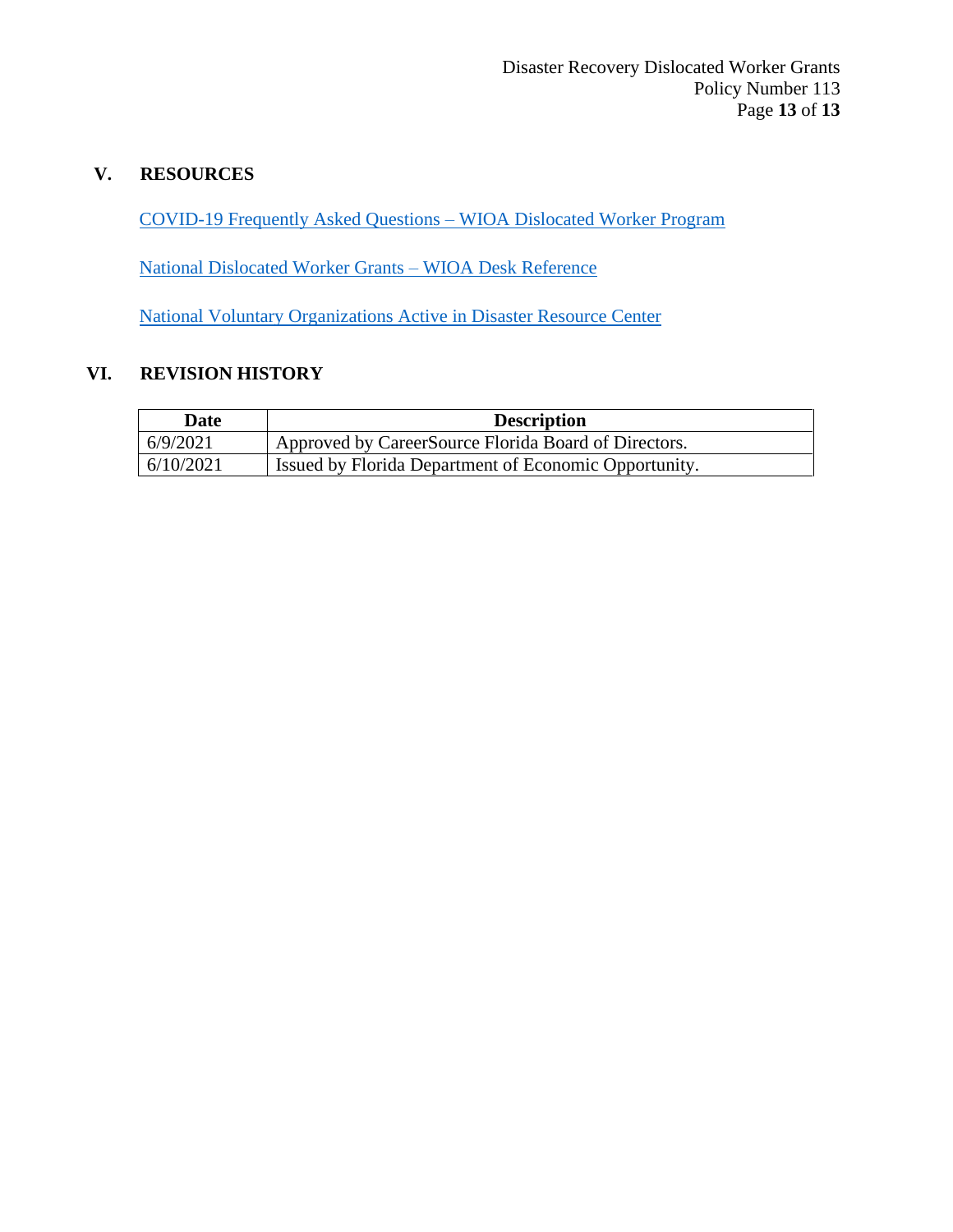## V. RESOURCES

COVID-19 Frequently Asked Questions – WIOA Dislocated Worker Program

National Dislocated Worker Grants – WIOA Desk Reference

National Voluntary Organizations Active in Disaster Resource Center

## VI. REVISION HISTORY

| Date | Description |
|---|---|
| 6/9/2021 | Approved by CareerSource Florida Board of Directors. |
| 6/10/2021 | Issued by Florida Department of Economic Opportunity. |